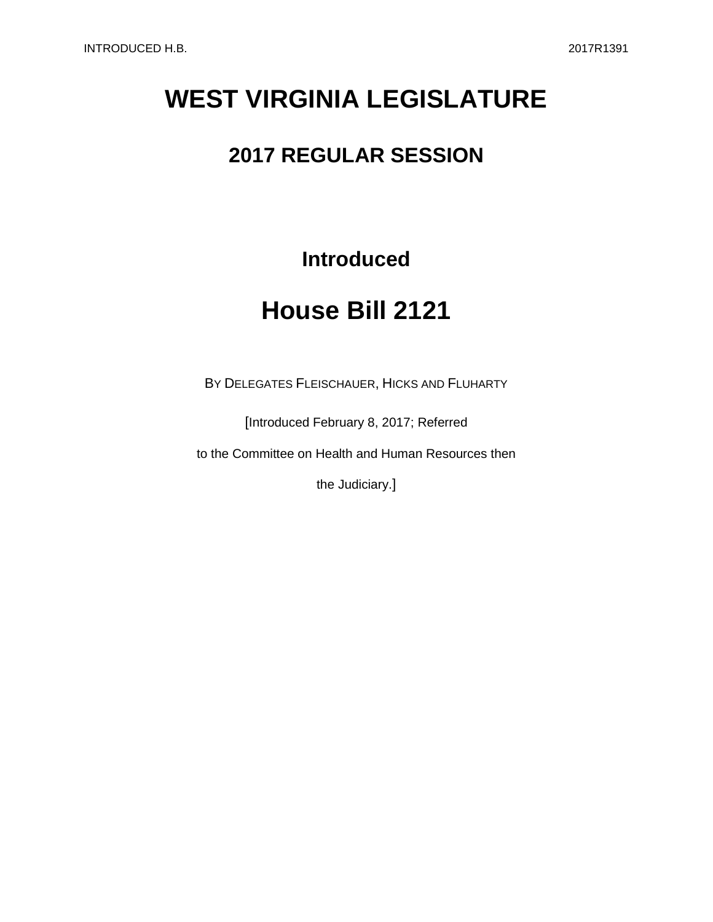# WEST VIRGINIA LEGISLATURE

## 2017 REGULAR SESSION

### Introduced

# House Bill 2121

BY DELEGATES FLEISCHAUER, HICKS AND FLUHARTY

[Introduced February 8, 2017; Referred

to the Committee on Health and Human Resources then

the Judiciary.]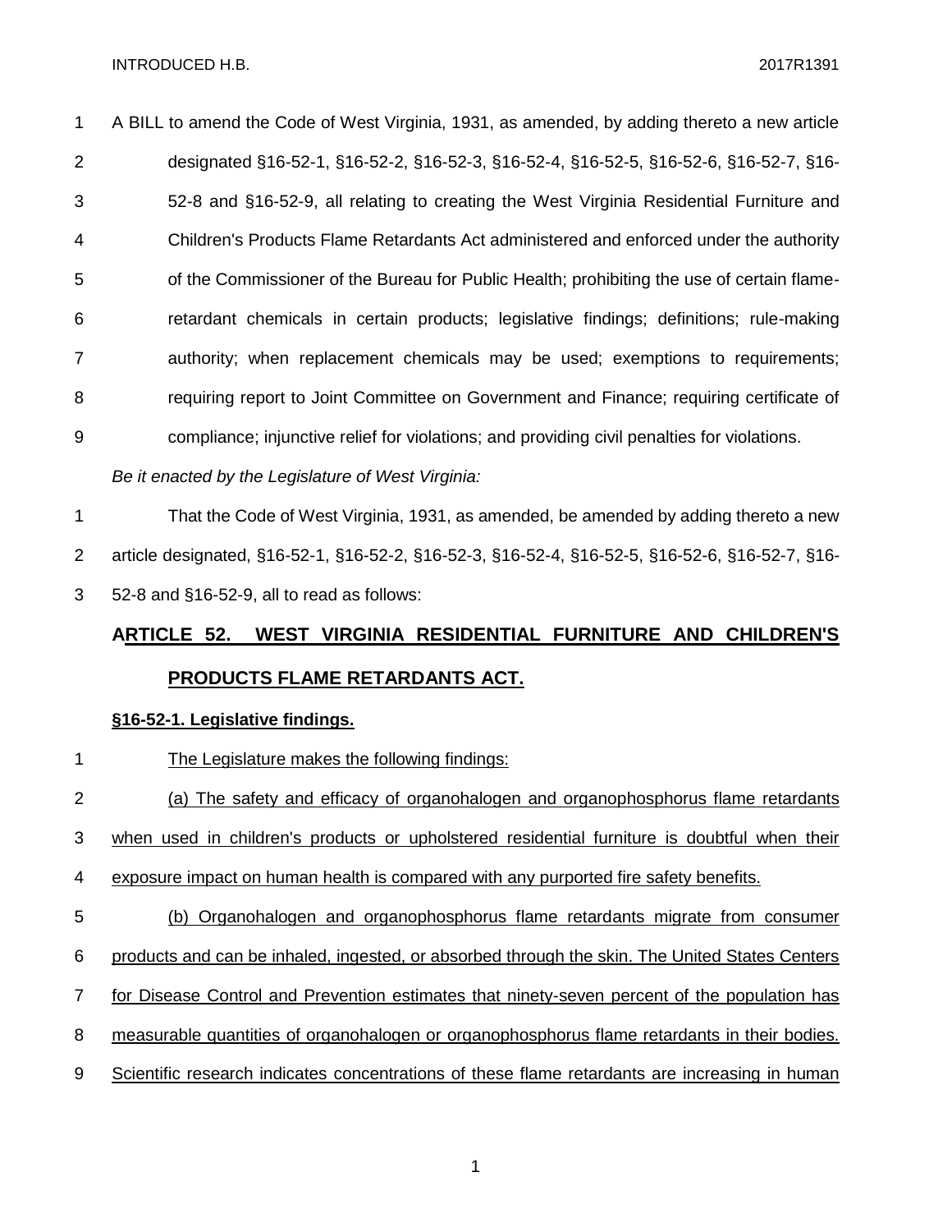A BILL to amend the Code of West Virginia, 1931, as amended, by adding thereto a new article designated §16-52-1, §16-52-2, §16-52-3, §16-52-4, §16-52-5, §16-52-6, §16-52-7, §16-52-8 and §16-52-9, all relating to creating the West Virginia Residential Furniture and Children's Products Flame Retardants Act administered and enforced under the authority of the Commissioner of the Bureau for Public Health; prohibiting the use of certain flame-retardant chemicals in certain products; legislative findings; definitions; rule-making authority; when replacement chemicals may be used; exemptions to requirements; requiring report to Joint Committee on Government and Finance; requiring certificate of compliance; injunctive relief for violations; and providing civil penalties for violations.

*Be it enacted by the Legislature of West Virginia:*

That the Code of West Virginia, 1931, as amended, be amended by adding thereto a new article designated, §16-52-1, §16-52-2, §16-52-3, §16-52-4, §16-52-5, §16-52-6, §16-52-7, §16-52-8 and §16-52-9, all to read as follows:

## ARTICLE 52. WEST VIRGINIA RESIDENTIAL FURNITURE AND CHILDREN'S PRODUCTS FLAME RETARDANTS ACT.

### §16-52-1. Legislative findings.

The Legislature makes the following findings:

(a) The safety and efficacy of organohalogen and organophosphorus flame retardants when used in children's products or upholstered residential furniture is doubtful when their exposure impact on human health is compared with any purported fire safety benefits.

(b) Organohalogen and organophosphorus flame retardants migrate from consumer products and can be inhaled, ingested, or absorbed through the skin. The United States Centers for Disease Control and Prevention estimates that ninety-seven percent of the population has measurable quantities of organohalogen or organophosphorus flame retardants in their bodies. Scientific research indicates concentrations of these flame retardants are increasing in human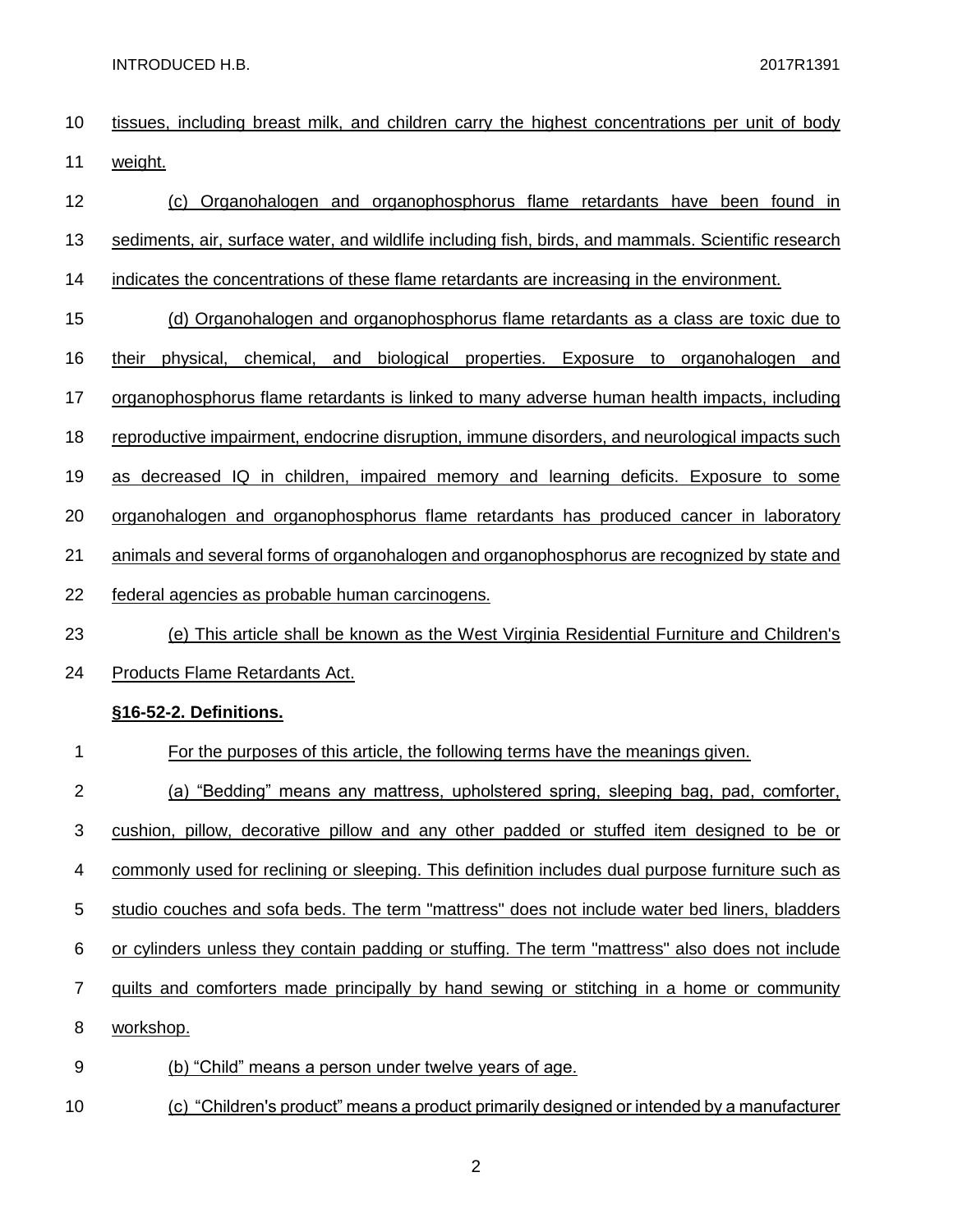tissues, including breast milk, and children carry the highest concentrations per unit of body weight.

(c) Organohalogen and organophosphorus flame retardants have been found in sediments, air, surface water, and wildlife including fish, birds, and mammals. Scientific research indicates the concentrations of these flame retardants are increasing in the environment.

(d) Organohalogen and organophosphorus flame retardants as a class are toxic due to their physical, chemical, and biological properties. Exposure to organohalogen and organophosphorus flame retardants is linked to many adverse human health impacts, including reproductive impairment, endocrine disruption, immune disorders, and neurological impacts such as decreased IQ in children, impaired memory and learning deficits. Exposure to some organohalogen and organophosphorus flame retardants has produced cancer in laboratory animals and several forms of organohalogen and organophosphorus are recognized by state and federal agencies as probable human carcinogens.

(e) This article shall be known as the West Virginia Residential Furniture and Children's Products Flame Retardants Act.

**§16-52-2. Definitions.**

For the purposes of this article, the following terms have the meanings given.

(a) “Bedding” means any mattress, upholstered spring, sleeping bag, pad, comforter, cushion, pillow, decorative pillow and any other padded or stuffed item designed to be or commonly used for reclining or sleeping. This definition includes dual purpose furniture such as studio couches and sofa beds. The term "mattress" does not include water bed liners, bladders or cylinders unless they contain padding or stuffing. The term "mattress" also does not include quilts and comforters made principally by hand sewing or stitching in a home or community workshop.

(b) “Child” means a person under twelve years of age.

(c) “Children's product” means a product primarily designed or intended by a manufacturer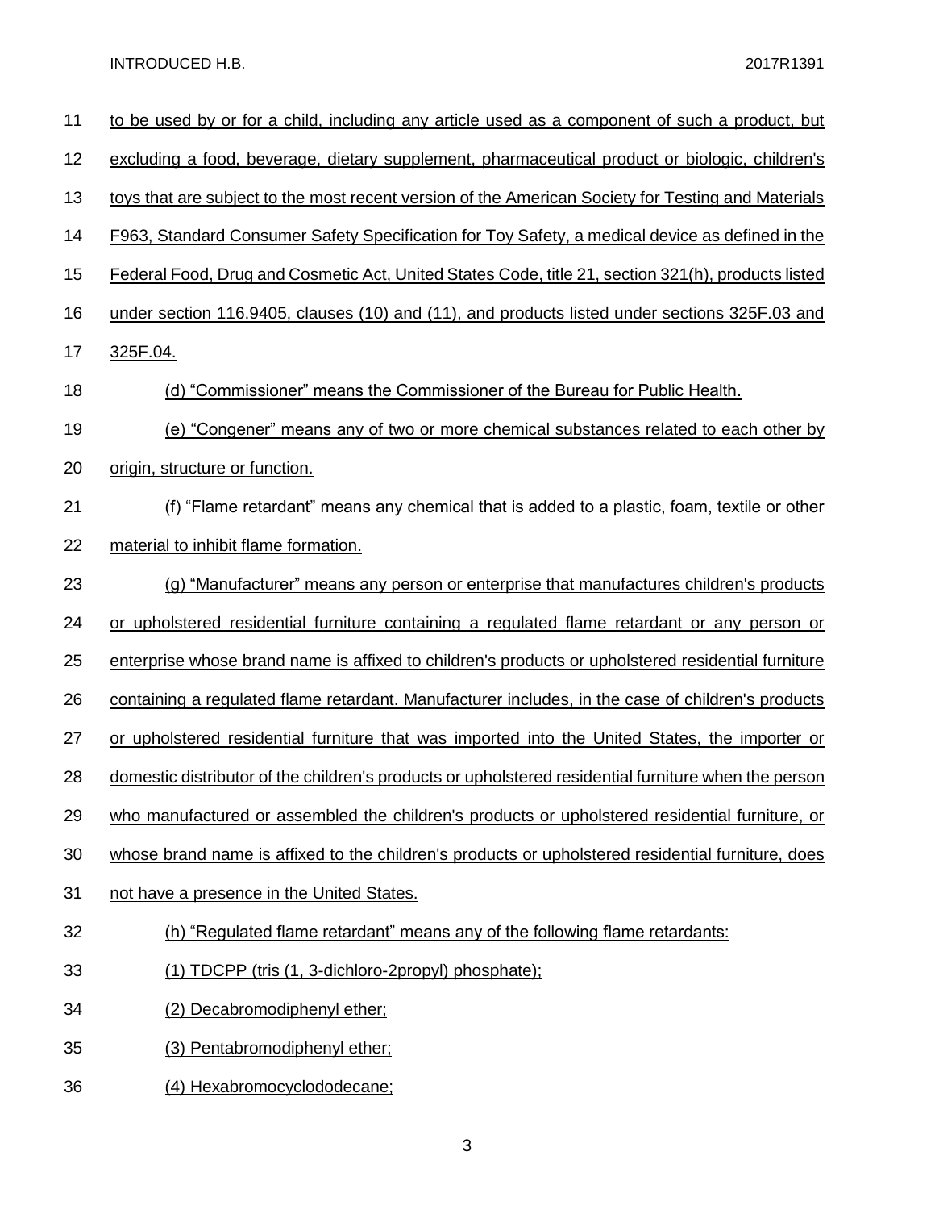to be used by or for a child, including any article used as a component of such a product, but excluding a food, beverage, dietary supplement, pharmaceutical product or biologic, children's toys that are subject to the most recent version of the American Society for Testing and Materials F963, Standard Consumer Safety Specification for Toy Safety, a medical device as defined in the Federal Food, Drug and Cosmetic Act, United States Code, title 21, section 321(h), products listed under section 116.9405, clauses (10) and (11), and products listed under sections 325F.03 and 325F.04.

(d) “Commissioner” means the Commissioner of the Bureau for Public Health.

(e) “Congener” means any of two or more chemical substances related to each other by origin, structure or function.

(f) “Flame retardant” means any chemical that is added to a plastic, foam, textile or other material to inhibit flame formation.

(g) “Manufacturer” means any person or enterprise that manufactures children's products or upholstered residential furniture containing a regulated flame retardant or any person or enterprise whose brand name is affixed to children's products or upholstered residential furniture containing a regulated flame retardant. Manufacturer includes, in the case of children's products or upholstered residential furniture that was imported into the United States, the importer or domestic distributor of the children's products or upholstered residential furniture when the person who manufactured or assembled the children's products or upholstered residential furniture, or whose brand name is affixed to the children's products or upholstered residential furniture, does not have a presence in the United States.

(h) “Regulated flame retardant” means any of the following flame retardants:

(1) TDCPP (tris (1, 3-dichloro-2propyl) phosphate);

(2) Decabromodiphenyl ether;

(3) Pentabromodiphenyl ether;

(4) Hexabromocyclododecane;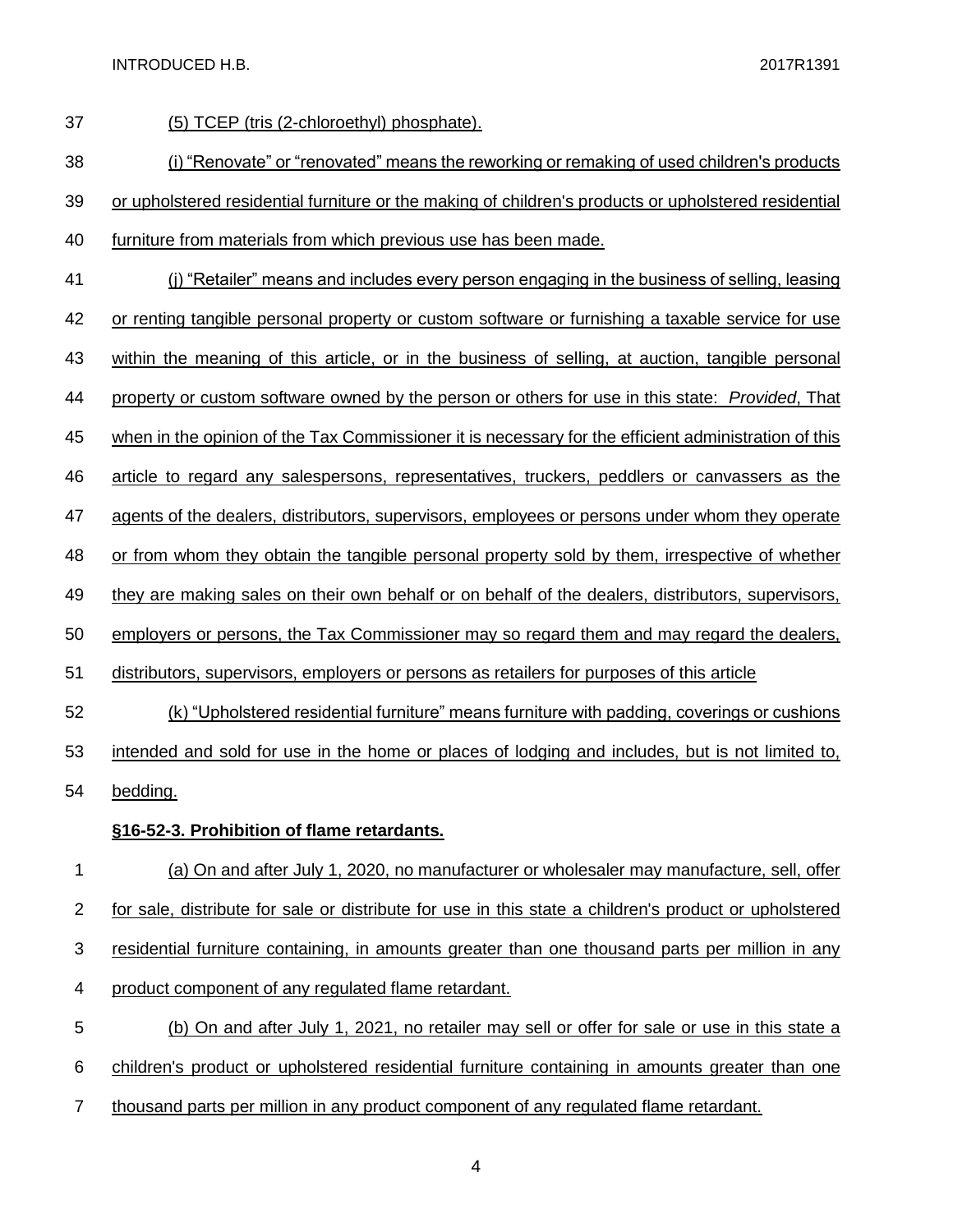(5) TCEP (tris (2-chloroethyl) phosphate).

(i) "Renovate" or "renovated" means the reworking or remaking of used children's products or upholstered residential furniture or the making of children's products or upholstered residential furniture from materials from which previous use has been made.

(j) "Retailer" means and includes every person engaging in the business of selling, leasing or renting tangible personal property or custom software or furnishing a taxable service for use within the meaning of this article, or in the business of selling, at auction, tangible personal property or custom software owned by the person or others for use in this state: *Provided*, That when in the opinion of the Tax Commissioner it is necessary for the efficient administration of this article to regard any salespersons, representatives, truckers, peddlers or canvassers as the agents of the dealers, distributors, supervisors, employees or persons under whom they operate or from whom they obtain the tangible personal property sold by them, irrespective of whether they are making sales on their own behalf or on behalf of the dealers, distributors, supervisors, employers or persons, the Tax Commissioner may so regard them and may regard the dealers, distributors, supervisors, employers or persons as retailers for purposes of this article

(k) "Upholstered residential furniture" means furniture with padding, coverings or cushions intended and sold for use in the home or places of lodging and includes, but is not limited to, bedding.

**§16-52-3. Prohibition of flame retardants.**

(a) On and after July 1, 2020, no manufacturer or wholesaler may manufacture, sell, offer for sale, distribute for sale or distribute for use in this state a children's product or upholstered residential furniture containing, in amounts greater than one thousand parts per million in any product component of any regulated flame retardant.

(b) On and after July 1, 2021, no retailer may sell or offer for sale or use in this state a children's product or upholstered residential furniture containing in amounts greater than one thousand parts per million in any product component of any regulated flame retardant.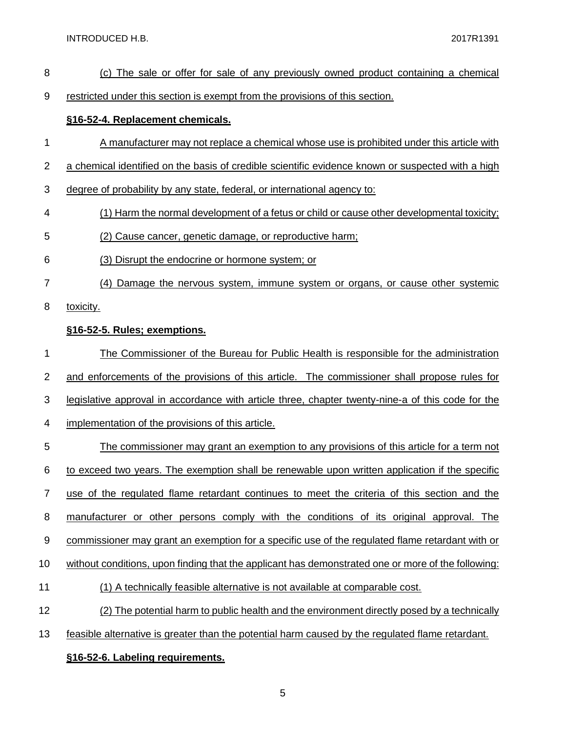(c) The sale or offer for sale of any previously owned product containing a chemical restricted under this section is exempt from the provisions of this section.

**§16-52-4. Replacement chemicals.**

A manufacturer may not replace a chemical whose use is prohibited under this article with a chemical identified on the basis of credible scientific evidence known or suspected with a high degree of probability by any state, federal, or international agency to:

(1) Harm the normal development of a fetus or child or cause other developmental toxicity;

(2) Cause cancer, genetic damage, or reproductive harm;

(3) Disrupt the endocrine or hormone system; or

(4) Damage the nervous system, immune system or organs, or cause other systemic toxicity.

**§16-52-5. Rules; exemptions.**

The Commissioner of the Bureau for Public Health is responsible for the administration and enforcements of the provisions of this article. The commissioner shall propose rules for legislative approval in accordance with article three, chapter twenty-nine-a of this code for the implementation of the provisions of this article.

The commissioner may grant an exemption to any provisions of this article for a term not to exceed two years. The exemption shall be renewable upon written application if the specific use of the regulated flame retardant continues to meet the criteria of this section and the manufacturer or other persons comply with the conditions of its original approval. The commissioner may grant an exemption for a specific use of the regulated flame retardant with or without conditions, upon finding that the applicant has demonstrated one or more of the following:

(1) A technically feasible alternative is not available at comparable cost.

(2) The potential harm to public health and the environment directly posed by a technically feasible alternative is greater than the potential harm caused by the regulated flame retardant.

**§16-52-6. Labeling requirements.**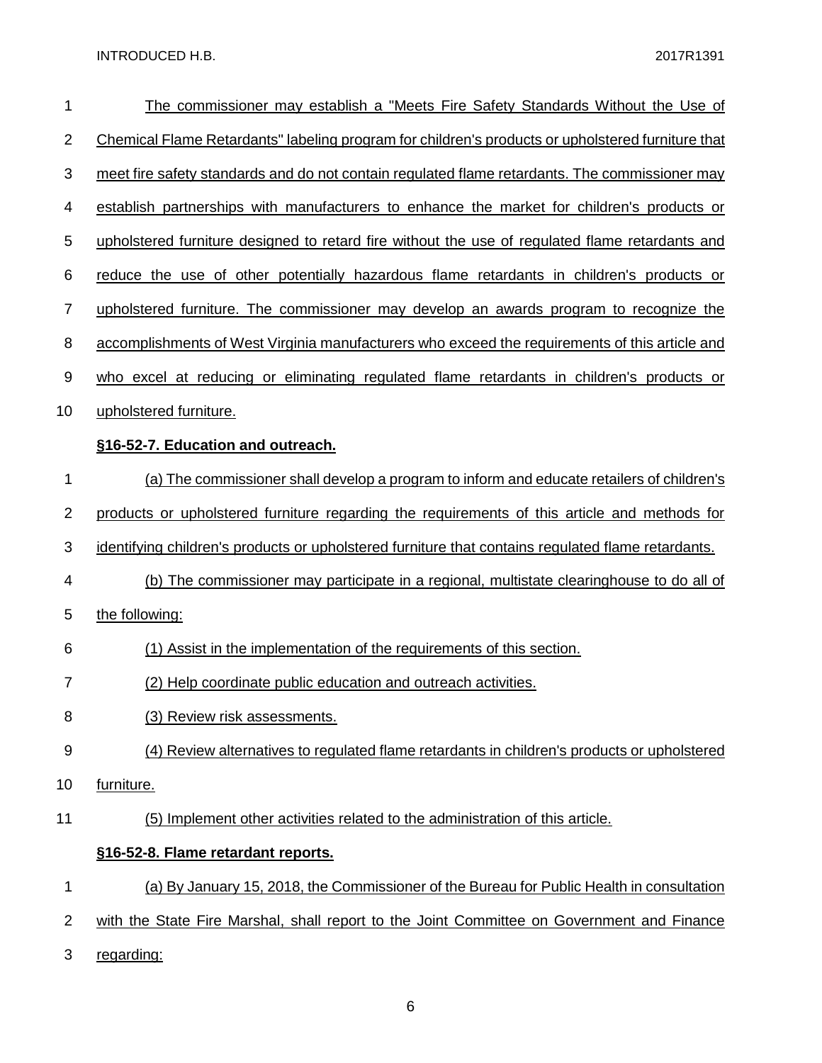The commissioner may establish a "Meets Fire Safety Standards Without the Use of Chemical Flame Retardants" labeling program for children's products or upholstered furniture that meet fire safety standards and do not contain regulated flame retardants. The commissioner may establish partnerships with manufacturers to enhance the market for children's products or upholstered furniture designed to retard fire without the use of regulated flame retardants and reduce the use of other potentially hazardous flame retardants in children's products or upholstered furniture. The commissioner may develop an awards program to recognize the accomplishments of West Virginia manufacturers who exceed the requirements of this article and who excel at reducing or eliminating regulated flame retardants in children's products or upholstered furniture.

**§16-52-7. Education and outreach.**

(a) The commissioner shall develop a program to inform and educate retailers of children's products or upholstered furniture regarding the requirements of this article and methods for identifying children's products or upholstered furniture that contains regulated flame retardants.

(b) The commissioner may participate in a regional, multistate clearinghouse to do all of the following:

(1) Assist in the implementation of the requirements of this section.

(2) Help coordinate public education and outreach activities.

(3) Review risk assessments.

(4) Review alternatives to regulated flame retardants in children's products or upholstered furniture.

(5) Implement other activities related to the administration of this article.

**§16-52-8. Flame retardant reports.**

(a) By January 15, 2018, the Commissioner of the Bureau for Public Health in consultation with the State Fire Marshal, shall report to the Joint Committee on Government and Finance regarding: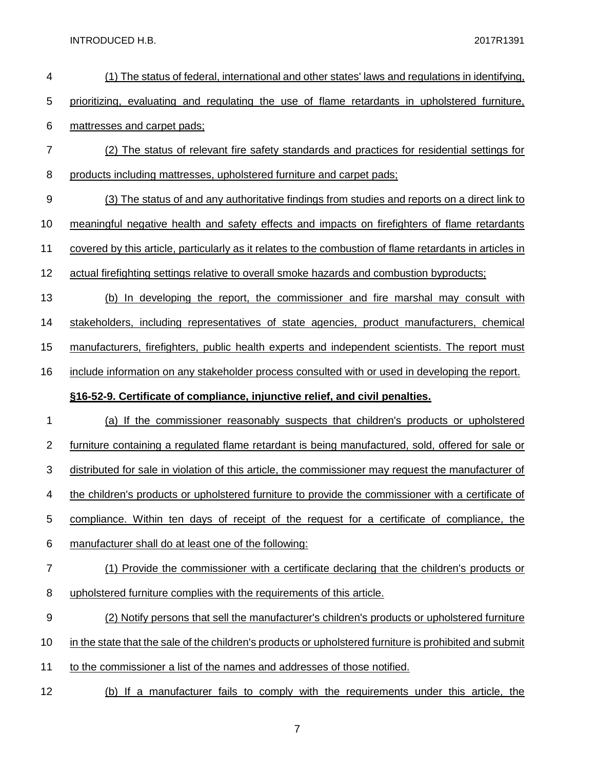(1) The status of federal, international and other states' laws and regulations in identifying, prioritizing, evaluating and regulating the use of flame retardants in upholstered furniture, mattresses and carpet pads;

(2) The status of relevant fire safety standards and practices for residential settings for products including mattresses, upholstered furniture and carpet pads;

(3) The status of and any authoritative findings from studies and reports on a direct link to meaningful negative health and safety effects and impacts on firefighters of flame retardants covered by this article, particularly as it relates to the combustion of flame retardants in articles in actual firefighting settings relative to overall smoke hazards and combustion byproducts;

(b) In developing the report, the commissioner and fire marshal may consult with stakeholders, including representatives of state agencies, product manufacturers, chemical manufacturers, firefighters, public health experts and independent scientists. The report must include information on any stakeholder process consulted with or used in developing the report.

**§16-52-9. Certificate of compliance, injunctive relief, and civil penalties.**

(a) If the commissioner reasonably suspects that children's products or upholstered furniture containing a regulated flame retardant is being manufactured, sold, offered for sale or distributed for sale in violation of this article, the commissioner may request the manufacturer of the children's products or upholstered furniture to provide the commissioner with a certificate of compliance. Within ten days of receipt of the request for a certificate of compliance, the manufacturer shall do at least one of the following:

(1) Provide the commissioner with a certificate declaring that the children's products or upholstered furniture complies with the requirements of this article.

(2) Notify persons that sell the manufacturer's children's products or upholstered furniture in the state that the sale of the children's products or upholstered furniture is prohibited and submit to the commissioner a list of the names and addresses of those notified.

(b) If a manufacturer fails to comply with the requirements under this article, the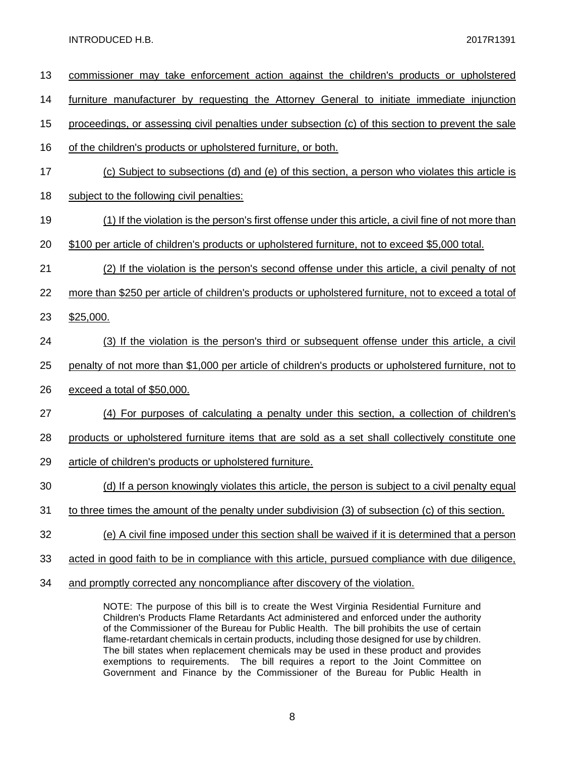commissioner may take enforcement action against the children's products or upholstered furniture manufacturer by requesting the Attorney General to initiate immediate injunction proceedings, or assessing civil penalties under subsection (c) of this section to prevent the sale of the children's products or upholstered furniture, or both.

(c) Subject to subsections (d) and (e) of this section, a person who violates this article is subject to the following civil penalties:

(1) If the violation is the person's first offense under this article, a civil fine of not more than $100 per article of children's products or upholstered furniture, not to exceed $5,000 total.

(2) If the violation is the person's second offense under this article, a civil penalty of not more than $250 per article of children's products or upholstered furniture, not to exceed a total of $25,000.

(3) If the violation is the person's third or subsequent offense under this article, a civil penalty of not more than $1,000 per article of children's products or upholstered furniture, not to exceed a total of $50,000.

(4) For purposes of calculating a penalty under this section, a collection of children's products or upholstered furniture items that are sold as a set shall collectively constitute one article of children's products or upholstered furniture.

(d) If a person knowingly violates this article, the person is subject to a civil penalty equal to three times the amount of the penalty under subdivision (3) of subsection (c) of this section.

(e) A civil fine imposed under this section shall be waived if it is determined that a person acted in good faith to be in compliance with this article, pursued compliance with due diligence, and promptly corrected any noncompliance after discovery of the violation.

NOTE: The purpose of this bill is to create the West Virginia Residential Furniture and Children's Products Flame Retardants Act administered and enforced under the authority of the Commissioner of the Bureau for Public Health. The bill prohibits the use of certain flame-retardant chemicals in certain products, including those designed for use by children. The bill states when replacement chemicals may be used in these product and provides exemptions to requirements. The bill requires a report to the Joint Committee on Government and Finance by the Commissioner of the Bureau for Public Health in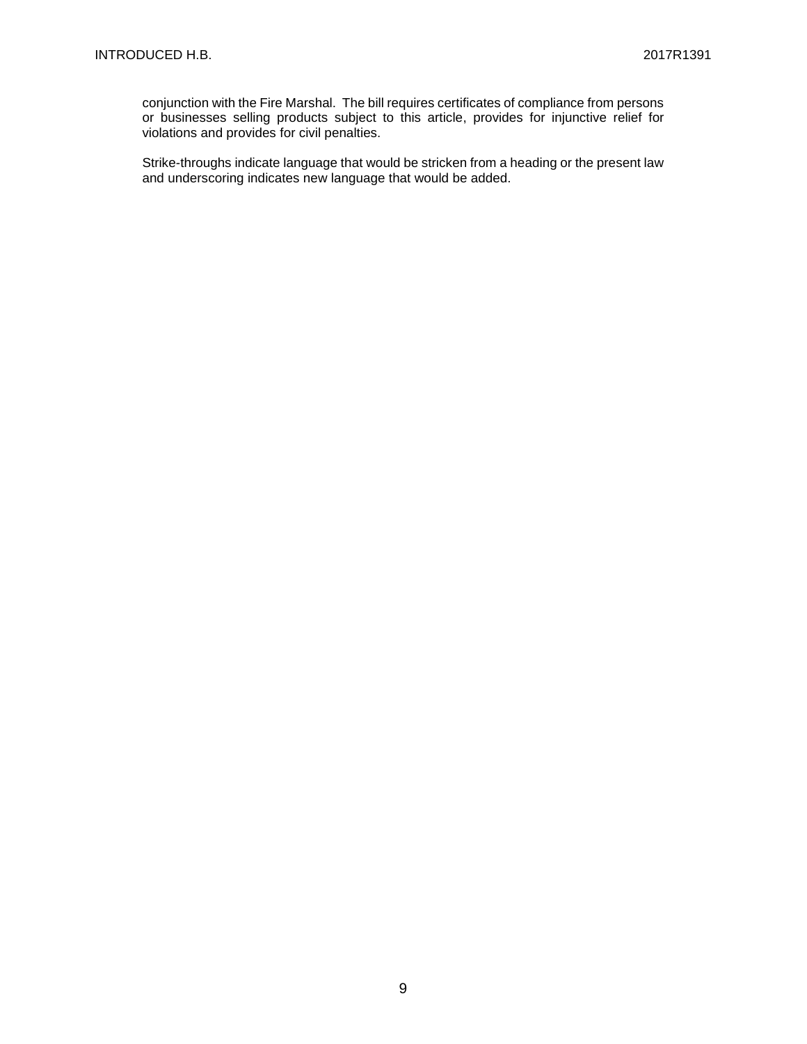conjunction with the Fire Marshal. The bill requires certificates of compliance from persons or businesses selling products subject to this article, provides for injunctive relief for violations and provides for civil penalties.

Strike-throughs indicate language that would be stricken from a heading or the present law and underscoring indicates new language that would be added.